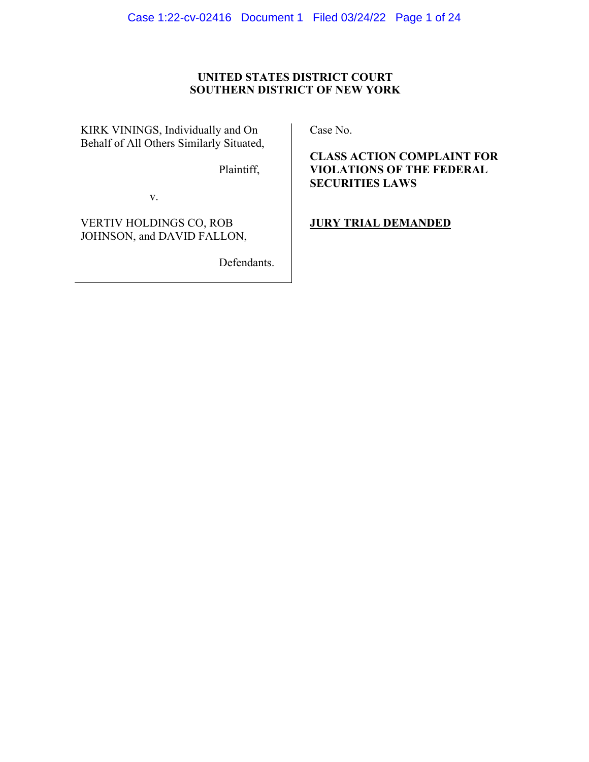**UNITED STATES DISTRICT COURT**
**SOUTHERN DISTRICT OF NEW YORK**

KIRK VININGS, Individually and On Behalf of All Others Similarly Situated,

Plaintiff,

v.

VERTIV HOLDINGS CO, ROB JOHNSON, and DAVID FALLON,

Defendants.

Case No.

**CLASS ACTION COMPLAINT FOR VIOLATIONS OF THE FEDERAL SECURITIES LAWS**

**JURY TRIAL DEMANDED**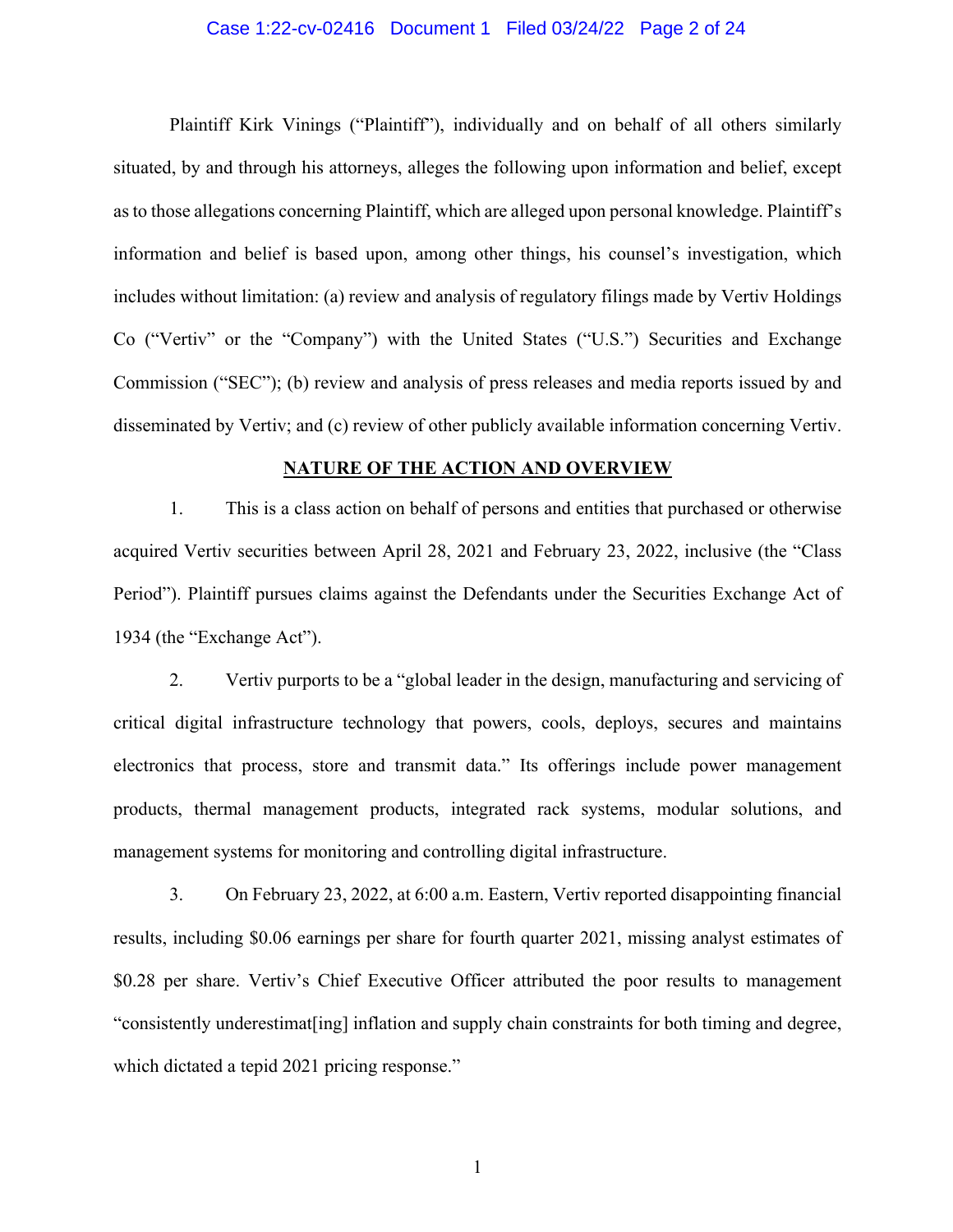Plaintiff Kirk Vinings ("Plaintiff"), individually and on behalf of all others similarly situated, by and through his attorneys, alleges the following upon information and belief, except as to those allegations concerning Plaintiff, which are alleged upon personal knowledge. Plaintiff's information and belief is based upon, among other things, his counsel's investigation, which includes without limitation: (a) review and analysis of regulatory filings made by Vertiv Holdings Co ("Vertiv" or the "Company") with the United States ("U.S.") Securities and Exchange Commission ("SEC"); (b) review and analysis of press releases and media reports issued by and disseminated by Vertiv; and (c) review of other publicly available information concerning Vertiv.

## NATURE OF THE ACTION AND OVERVIEW

1. This is a class action on behalf of persons and entities that purchased or otherwise acquired Vertiv securities between April 28, 2021 and February 23, 2022, inclusive (the "Class Period"). Plaintiff pursues claims against the Defendants under the Securities Exchange Act of 1934 (the "Exchange Act").

2. Vertiv purports to be a "global leader in the design, manufacturing and servicing of critical digital infrastructure technology that powers, cools, deploys, secures and maintains electronics that process, store and transmit data." Its offerings include power management products, thermal management products, integrated rack systems, modular solutions, and management systems for monitoring and controlling digital infrastructure.

3. On February 23, 2022, at 6:00 a.m. Eastern, Vertiv reported disappointing financial results, including $0.06 earnings per share for fourth quarter 2021, missing analyst estimates of $0.28 per share. Vertiv's Chief Executive Officer attributed the poor results to management "consistently underestimat[ing] inflation and supply chain constraints for both timing and degree, which dictated a tepid 2021 pricing response."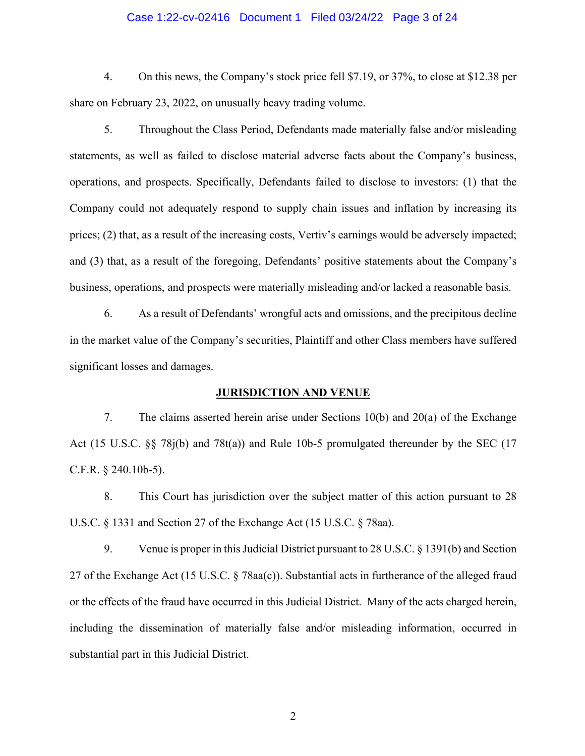4. On this news, the Company's stock price fell $7.19, or 37%, to close at $12.38 per share on February 23, 2022, on unusually heavy trading volume.

5. Throughout the Class Period, Defendants made materially false and/or misleading statements, as well as failed to disclose material adverse facts about the Company's business, operations, and prospects. Specifically, Defendants failed to disclose to investors: (1) that the Company could not adequately respond to supply chain issues and inflation by increasing its prices; (2) that, as a result of the increasing costs, Vertiv's earnings would be adversely impacted; and (3) that, as a result of the foregoing, Defendants' positive statements about the Company's business, operations, and prospects were materially misleading and/or lacked a reasonable basis.

6. As a result of Defendants' wrongful acts and omissions, and the precipitous decline in the market value of the Company's securities, Plaintiff and other Class members have suffered significant losses and damages.

## JURISDICTION AND VENUE

7. The claims asserted herein arise under Sections 10(b) and 20(a) of the Exchange Act (15 U.S.C. §§ 78j(b) and 78t(a)) and Rule 10b-5 promulgated thereunder by the SEC (17 C.F.R. § 240.10b-5).

8. This Court has jurisdiction over the subject matter of this action pursuant to 28 U.S.C. § 1331 and Section 27 of the Exchange Act (15 U.S.C. § 78aa).

9. Venue is proper in this Judicial District pursuant to 28 U.S.C. § 1391(b) and Section 27 of the Exchange Act (15 U.S.C. § 78aa(c)). Substantial acts in furtherance of the alleged fraud or the effects of the fraud have occurred in this Judicial District. Many of the acts charged herein, including the dissemination of materially false and/or misleading information, occurred in substantial part in this Judicial District.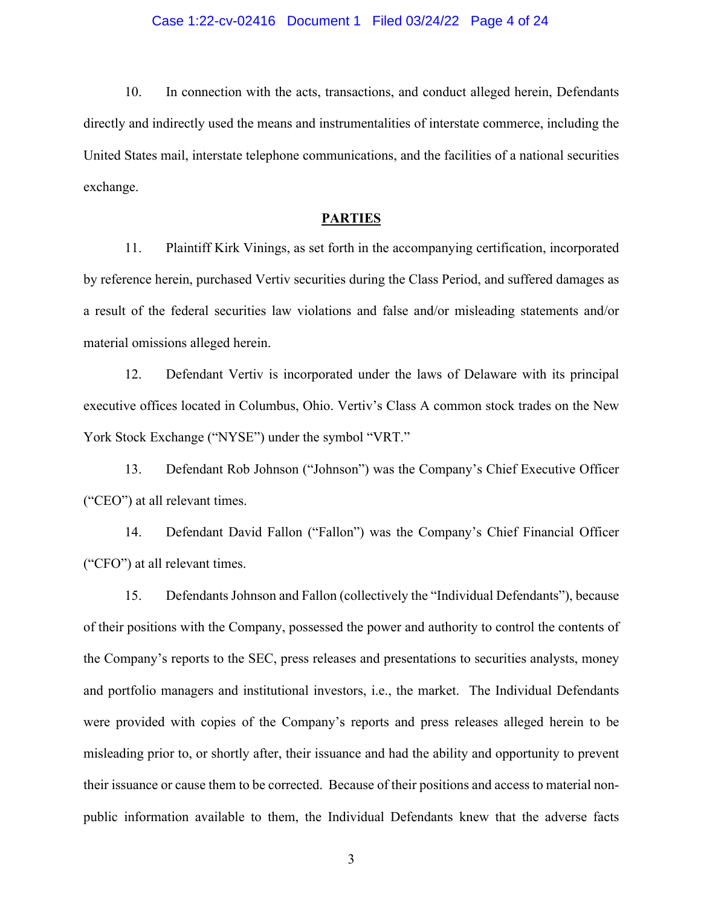10. In connection with the acts, transactions, and conduct alleged herein, Defendants directly and indirectly used the means and instrumentalities of interstate commerce, including the United States mail, interstate telephone communications, and the facilities of a national securities exchange.

## PARTIES

11. Plaintiff Kirk Vinings, as set forth in the accompanying certification, incorporated by reference herein, purchased Vertiv securities during the Class Period, and suffered damages as a result of the federal securities law violations and false and/or misleading statements and/or material omissions alleged herein.

12. Defendant Vertiv is incorporated under the laws of Delaware with its principal executive offices located in Columbus, Ohio. Vertiv's Class A common stock trades on the New York Stock Exchange ("NYSE") under the symbol "VRT."

13. Defendant Rob Johnson ("Johnson") was the Company's Chief Executive Officer ("CEO") at all relevant times.

14. Defendant David Fallon ("Fallon") was the Company's Chief Financial Officer ("CFO") at all relevant times.

15. Defendants Johnson and Fallon (collectively the "Individual Defendants"), because of their positions with the Company, possessed the power and authority to control the contents of the Company's reports to the SEC, press releases and presentations to securities analysts, money and portfolio managers and institutional investors, i.e., the market. The Individual Defendants were provided with copies of the Company's reports and press releases alleged herein to be misleading prior to, or shortly after, their issuance and had the ability and opportunity to prevent their issuance or cause them to be corrected. Because of their positions and access to material non-public information available to them, the Individual Defendants knew that the adverse facts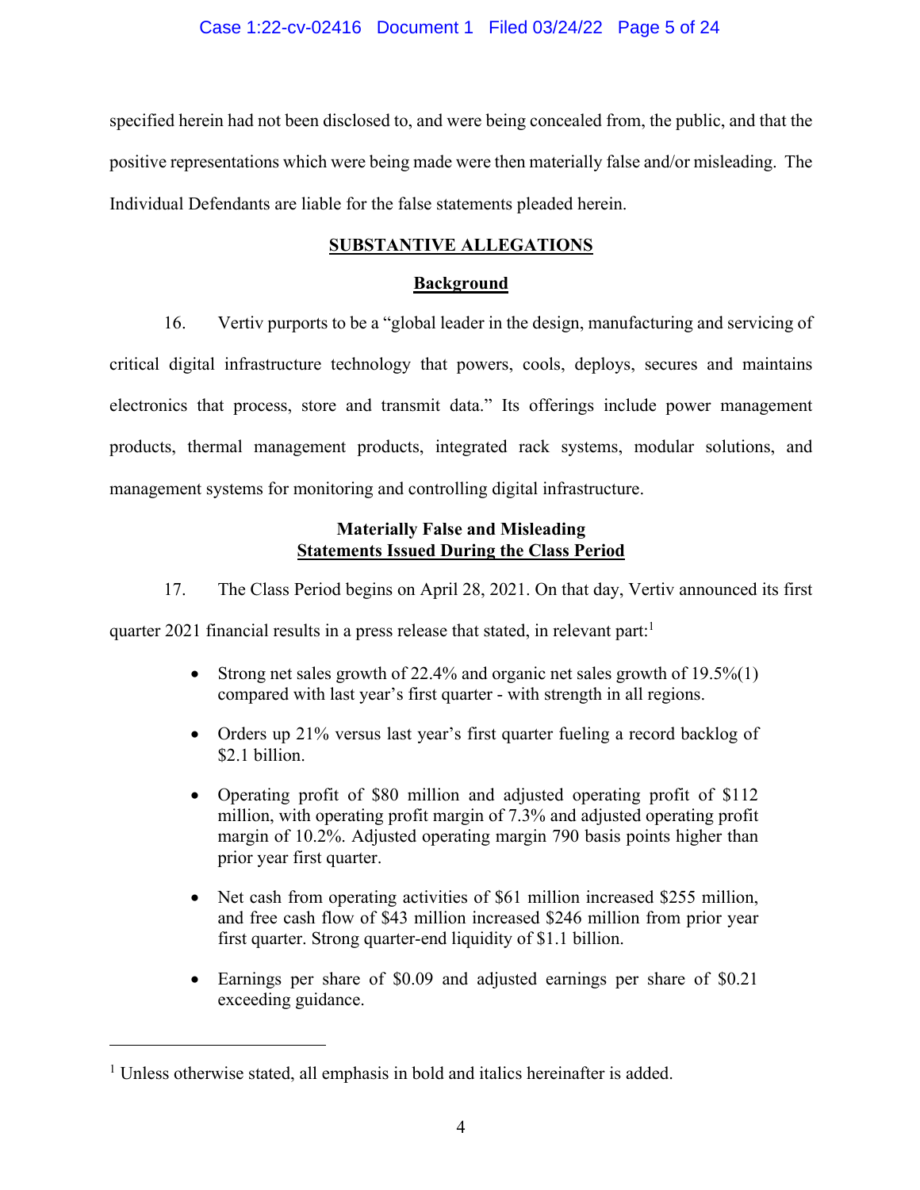specified herein had not been disclosed to, and were being concealed from, the public, and that the positive representations which were being made were then materially false and/or misleading. The Individual Defendants are liable for the false statements pleaded herein.

## SUBSTANTIVE ALLEGATIONS

### Background

16. Vertiv purports to be a "global leader in the design, manufacturing and servicing of critical digital infrastructure technology that powers, cools, deploys, secures and maintains electronics that process, store and transmit data." Its offerings include power management products, thermal management products, integrated rack systems, modular solutions, and management systems for monitoring and controlling digital infrastructure.

### Materially False and Misleading Statements Issued During the Class Period

17. The Class Period begins on April 28, 2021. On that day, Vertiv announced its first quarter 2021 financial results in a press release that stated, in relevant part:[1]

- Strong net sales growth of 22.4% and organic net sales growth of 19.5%(1) compared with last year's first quarter - with strength in all regions.
- Orders up 21% versus last year's first quarter fueling a record backlog of $2.1 billion.
- Operating profit of $80 million and adjusted operating profit of $112 million, with operating profit margin of 7.3% and adjusted operating profit margin of 10.2%. Adjusted operating margin 790 basis points higher than prior year first quarter.
- Net cash from operating activities of $61 million increased $255 million, and free cash flow of $43 million increased $246 million from prior year first quarter. Strong quarter-end liquidity of $1.1 billion.
- Earnings per share of $0.09 and adjusted earnings per share of $0.21 exceeding guidance.

---

[1] Unless otherwise stated, all emphasis in bold and italics hereinafter is added.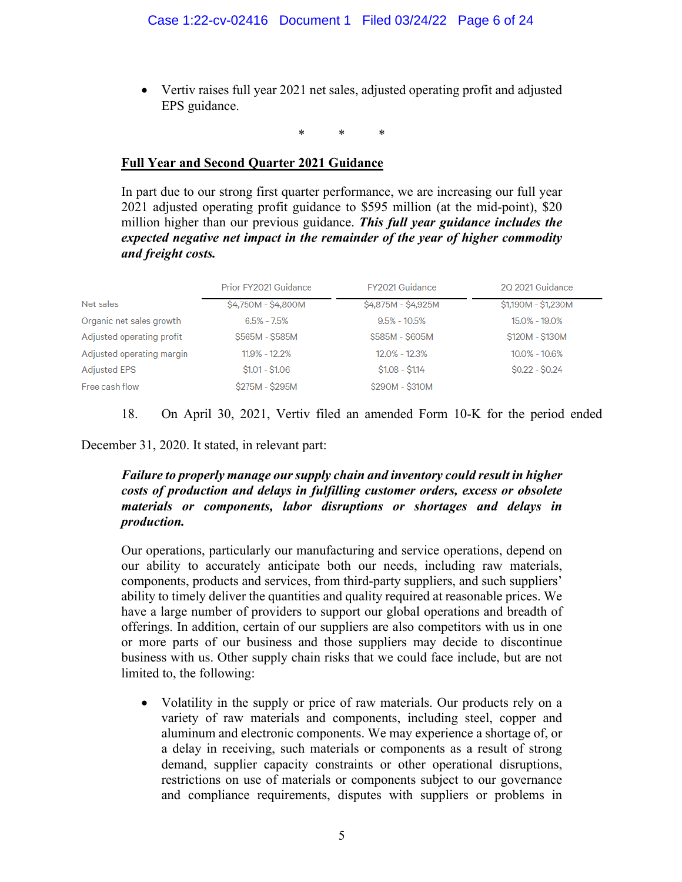- Vertiv raises full year 2021 net sales, adjusted operating profit and adjusted EPS guidance.

\* \* \*

**Full Year and Second Quarter 2021 Guidance**

In part due to our strong first quarter performance, we are increasing our full year 2021 adjusted operating profit guidance to $595 million (at the mid-point), $20 million higher than our previous guidance. ***This full year guidance includes the expected negative net impact in the remainder of the year of higher commodity and freight costs.***

| | Prior FY2021 Guidance | FY2021 Guidance | 2Q 2021 Guidance |
|---|---|---|---|
| Net sales | $4,750M - $4,800M | $4,875M - $4,925M | $1,190M - $1,230M |
| Organic net sales growth | 6.5% - 7.5% | 9.5% - 10.5% | 15.0% - 19.0% |
| Adjusted operating profit | $565M - $585M | $585M - $605M | $120M - $130M |
| Adjusted operating margin | 11.9% - 12.2% | 12.0% - 12.3% | 10.0% - 10.6% |
| Adjusted EPS | $1.01 - $1.06 | $1.08 - $1.14 | $0.22 - $0.24 |
| Free cash flow | $275M - $295M | $290M - $310M | |

18. On April 30, 2021, Vertiv filed an amended Form 10-K for the period ended December 31, 2020. It stated, in relevant part:

***Failure to properly manage our supply chain and inventory could result in higher costs of production and delays in fulfilling customer orders, excess or obsolete materials or components, labor disruptions or shortages and delays in production.***

Our operations, particularly our manufacturing and service operations, depend on our ability to accurately anticipate both our needs, including raw materials, components, products and services, from third-party suppliers, and such suppliers' ability to timely deliver the quantities and quality required at reasonable prices. We have a large number of providers to support our global operations and breadth of offerings. In addition, certain of our suppliers are also competitors with us in one or more parts of our business and those suppliers may decide to discontinue business with us. Other supply chain risks that we could face include, but are not limited to, the following:

- Volatility in the supply or price of raw materials. Our products rely on a variety of raw materials and components, including steel, copper and aluminum and electronic components. We may experience a shortage of, or a delay in receiving, such materials or components as a result of strong demand, supplier capacity constraints or other operational disruptions, restrictions on use of materials or components subject to our governance and compliance requirements, disputes with suppliers or problems in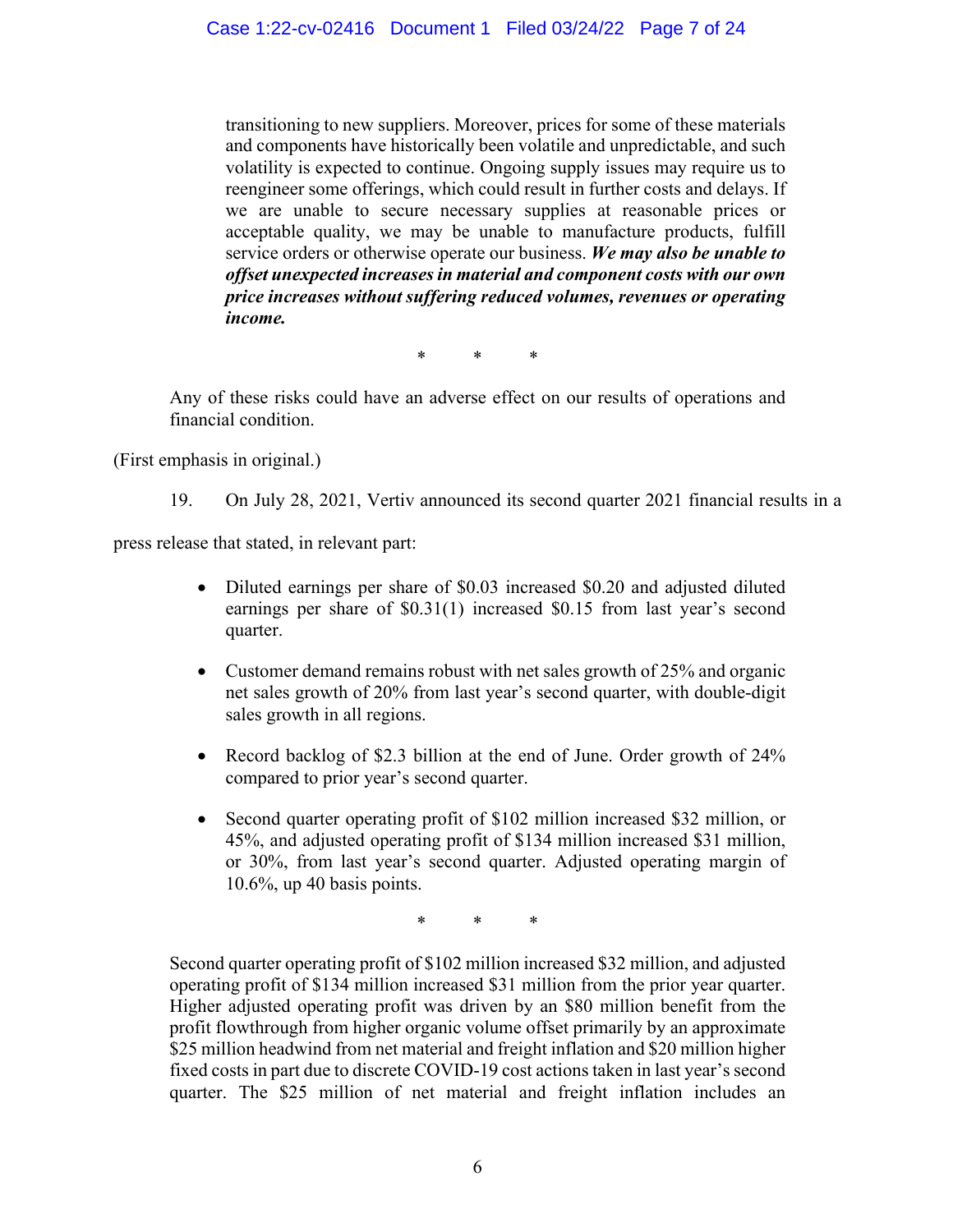> transitioning to new suppliers. Moreover, prices for some of these materials and components have historically been volatile and unpredictable, and such volatility is expected to continue. Ongoing supply issues may require us to reengineer some offerings, which could result in further costs and delays. If we are unable to secure necessary supplies at reasonable prices or acceptable quality, we may be unable to manufacture products, fulfill service orders or otherwise operate our business. ***We may also be unable to offset unexpected increases in material and component costs with our own price increases without suffering reduced volumes, revenues or operating income.***
>
> \* \* \*
>
> Any of these risks could have an adverse effect on our results of operations and financial condition.

(First emphasis in original.)

19. On July 28, 2021, Vertiv announced its second quarter 2021 financial results in a press release that stated, in relevant part:

> - Diluted earnings per share of $0.03 increased $0.20 and adjusted diluted earnings per share of $0.31(1) increased $0.15 from last year's second quarter.
>
> - Customer demand remains robust with net sales growth of 25% and organic net sales growth of 20% from last year's second quarter, with double-digit sales growth in all regions.
>
> - Record backlog of $2.3 billion at the end of June. Order growth of 24% compared to prior year's second quarter.
>
> - Second quarter operating profit of $102 million increased $32 million, or 45%, and adjusted operating profit of $134 million increased $31 million, or 30%, from last year's second quarter. Adjusted operating margin of 10.6%, up 40 basis points.
>
> \* \* \*
>
> Second quarter operating profit of $102 million increased $32 million, and adjusted operating profit of $134 million increased $31 million from the prior year quarter. Higher adjusted operating profit was driven by an $80 million benefit from the profit flowthrough from higher organic volume offset primarily by an approximate $25 million headwind from net material and freight inflation and $20 million higher fixed costs in part due to discrete COVID-19 cost actions taken in last year's second quarter. The $25 million of net material and freight inflation includes an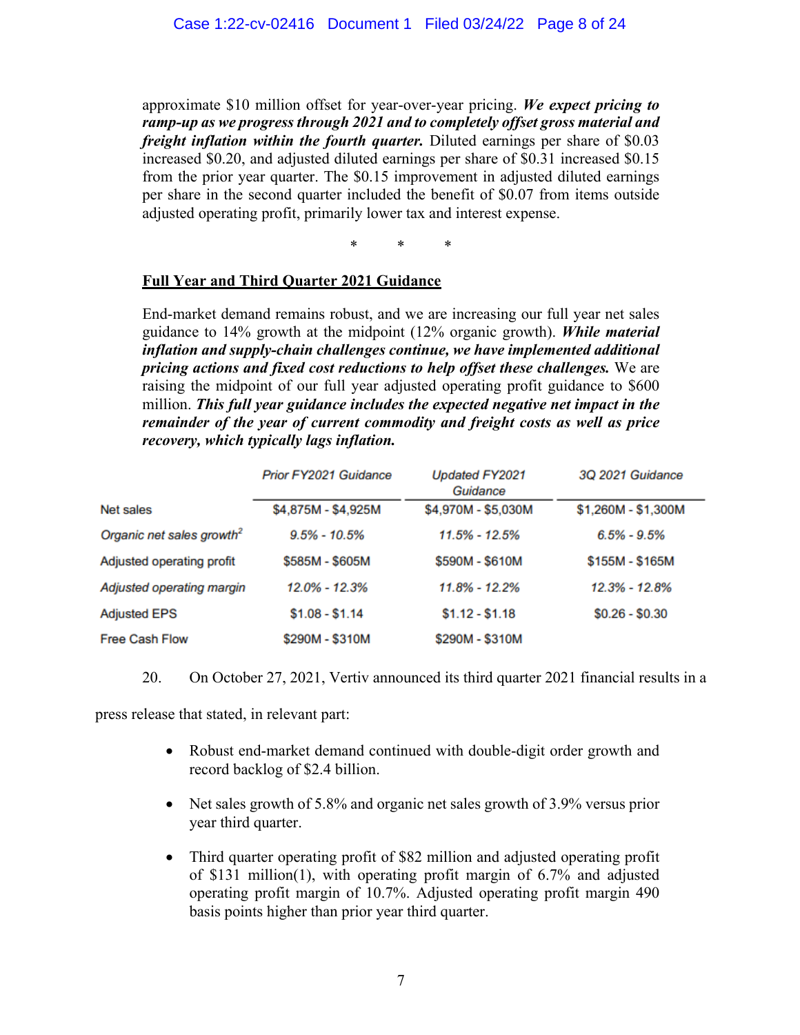approximate $10 million offset for year-over-year pricing. ***We expect pricing to ramp-up as we progress through 2021 and to completely offset gross material and freight inflation within the fourth quarter.*** Diluted earnings per share of $0.03 increased $0.20, and adjusted diluted earnings per share of $0.31 increased $0.15 from the prior year quarter. The $0.15 improvement in adjusted diluted earnings per share in the second quarter included the benefit of $0.07 from items outside adjusted operating profit, primarily lower tax and interest expense.

\* \* \*

**<u>Full Year and Third Quarter 2021 Guidance</u>**

End-market demand remains robust, and we are increasing our full year net sales guidance to 14% growth at the midpoint (12% organic growth). ***While material inflation and supply-chain challenges continue, we have implemented additional pricing actions and fixed cost reductions to help offset these challenges.*** We are raising the midpoint of our full year adjusted operating profit guidance to $600 million. ***This full year guidance includes the expected negative net impact in the remainder of the year of current commodity and freight costs as well as price recovery, which typically lags inflation.***

| | Prior FY2021 Guidance | Updated FY2021 Guidance | 3Q 2021 Guidance |
|---|---|---|---|
| Net sales | $4,875M - $4,925M | $4,970M - $5,030M | $1,260M - $1,300M |
| *Organic net sales growth*[2] | *9.5% - 10.5%* | *11.5% - 12.5%* | *6.5% - 9.5%* |
| Adjusted operating profit | $585M - $605M | $590M - $610M | $155M - $165M |
| *Adjusted operating margin* | *12.0% - 12.3%* | *11.8% - 12.2%* | *12.3% - 12.8%* |
| Adjusted EPS | $1.08 - $1.14 | $1.12 - $1.18 | $0.26 - $0.30 |
| Free Cash Flow | $290M - $310M | $290M - $310M | |

20. On October 27, 2021, Vertiv announced its third quarter 2021 financial results in a press release that stated, in relevant part:

- Robust end-market demand continued with double-digit order growth and record backlog of $2.4 billion.
- Net sales growth of 5.8% and organic net sales growth of 3.9% versus prior year third quarter.
- Third quarter operating profit of $82 million and adjusted operating profit of $131 million(1), with operating profit margin of 6.7% and adjusted operating profit margin of 10.7%. Adjusted operating profit margin 490 basis points higher than prior year third quarter.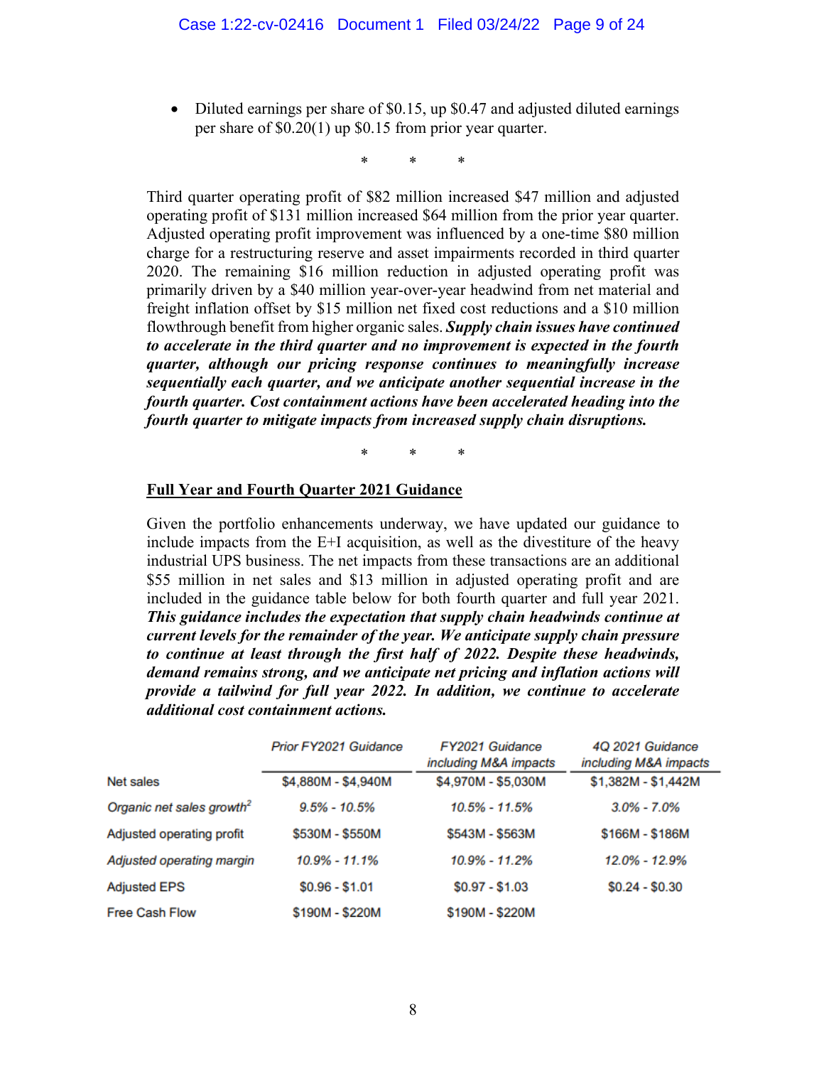- Diluted earnings per share of $0.15, up $0.47 and adjusted diluted earnings per share of $0.20(1) up $0.15 from prior year quarter.

\* \* \*

Third quarter operating profit of $82 million increased $47 million and adjusted operating profit of $131 million increased $64 million from the prior year quarter. Adjusted operating profit improvement was influenced by a one-time $80 million charge for a restructuring reserve and asset impairments recorded in third quarter 2020. The remaining $16 million reduction in adjusted operating profit was primarily driven by a $40 million year-over-year headwind from net material and freight inflation offset by $15 million net fixed cost reductions and a $10 million flowthrough benefit from higher organic sales. ***Supply chain issues have continued to accelerate in the third quarter and no improvement is expected in the fourth quarter, although our pricing response continues to meaningfully increase sequentially each quarter, and we anticipate another sequential increase in the fourth quarter. Cost containment actions have been accelerated heading into the fourth quarter to mitigate impacts from increased supply chain disruptions.***

\* \* \*

**<u>Full Year and Fourth Quarter 2021 Guidance</u>**

Given the portfolio enhancements underway, we have updated our guidance to include impacts from the E+I acquisition, as well as the divestiture of the heavy industrial UPS business. The net impacts from these transactions are an additional $55 million in net sales and $13 million in adjusted operating profit and are included in the guidance table below for both fourth quarter and full year 2021. ***This guidance includes the expectation that supply chain headwinds continue at current levels for the remainder of the year. We anticipate supply chain pressure to continue at least through the first half of 2022. Despite these headwinds, demand remains strong, and we anticipate net pricing and inflation actions will provide a tailwind for full year 2022. In addition, we continue to accelerate additional cost containment actions.***

| | *Prior FY2021 Guidance* | *FY2021 Guidance including M&A impacts* | *4Q 2021 Guidance including M&A impacts* |
|---|---|---|---|
| Net sales | $4,880M - $4,940M | $4,970M - $5,030M | $1,382M - $1,442M |
| *Organic net sales growth[2]* | *9.5% - 10.5%* | *10.5% - 11.5%* | *3.0% - 7.0%* |
| Adjusted operating profit | $530M - $550M | $543M - $563M | $166M - $186M |
| *Adjusted operating margin* | *10.9% - 11.1%* | *10.9% - 11.2%* | *12.0% - 12.9%* |
| Adjusted EPS | $0.96 - $1.01 | $0.97 - $1.03 | $0.24 - $0.30 |
| Free Cash Flow | $190M - $220M | $190M - $220M | |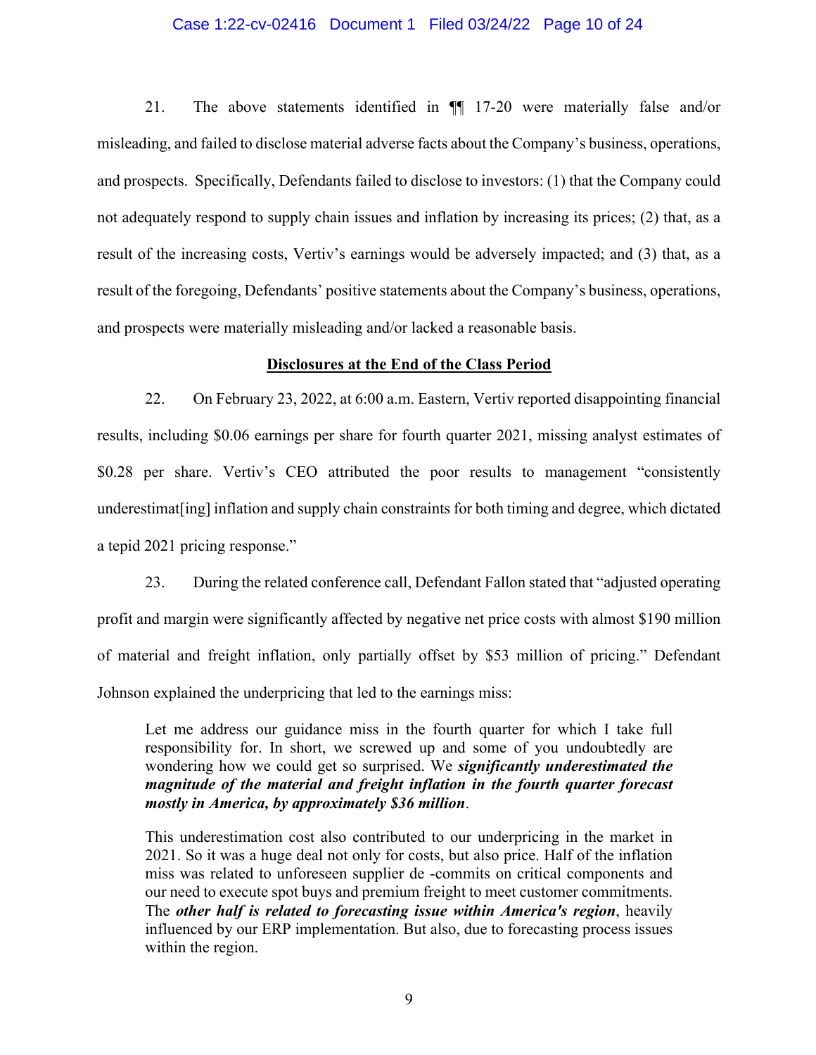21. The above statements identified in ¶¶ 17-20 were materially false and/or misleading, and failed to disclose material adverse facts about the Company's business, operations, and prospects. Specifically, Defendants failed to disclose to investors: (1) that the Company could not adequately respond to supply chain issues and inflation by increasing its prices; (2) that, as a result of the increasing costs, Vertiv's earnings would be adversely impacted; and (3) that, as a result of the foregoing, Defendants' positive statements about the Company's business, operations, and prospects were materially misleading and/or lacked a reasonable basis.

**Disclosures at the End of the Class Period**

22. On February 23, 2022, at 6:00 a.m. Eastern, Vertiv reported disappointing financial results, including $0.06 earnings per share for fourth quarter 2021, missing analyst estimates of $0.28 per share. Vertiv's CEO attributed the poor results to management "consistently underestimat[ing] inflation and supply chain constraints for both timing and degree, which dictated a tepid 2021 pricing response."

23. During the related conference call, Defendant Fallon stated that "adjusted operating profit and margin were significantly affected by negative net price costs with almost $190 million of material and freight inflation, only partially offset by $53 million of pricing." Defendant Johnson explained the underpricing that led to the earnings miss:

> Let me address our guidance miss in the fourth quarter for which I take full responsibility for. In short, we screwed up and some of you undoubtedly are wondering how we could get so surprised. We ***significantly underestimated the magnitude of the material and freight inflation in the fourth quarter forecast mostly in America, by approximately $36 million***.
>
> This underestimation cost also contributed to our underpricing in the market in 2021. So it was a huge deal not only for costs, but also price. Half of the inflation miss was related to unforeseen supplier de -commits on critical components and our need to execute spot buys and premium freight to meet customer commitments. The ***other half is related to forecasting issue within America's region***, heavily influenced by our ERP implementation. But also, due to forecasting process issues within the region.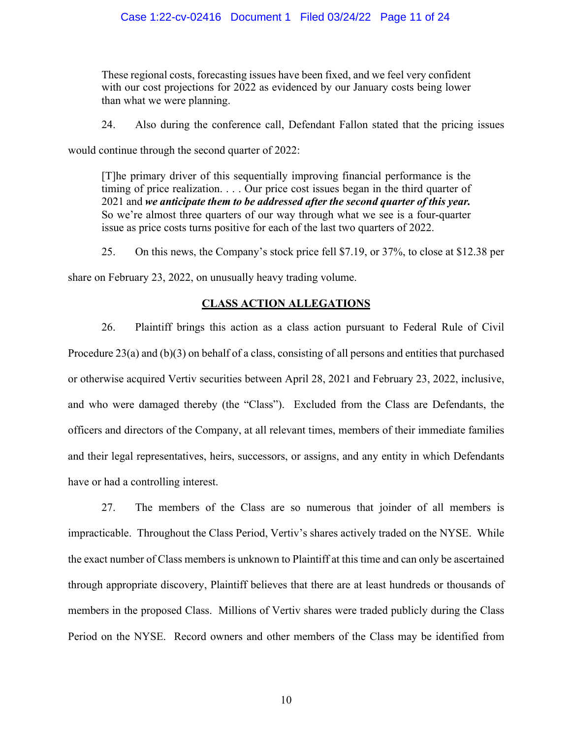> These regional costs, forecasting issues have been fixed, and we feel very confident with our cost projections for 2022 as evidenced by our January costs being lower than what we were planning.

24. Also during the conference call, Defendant Fallon stated that the pricing issues would continue through the second quarter of 2022:

> [T]he primary driver of this sequentially improving financial performance is the timing of price realization. . . . Our price cost issues began in the third quarter of 2021 and ***we anticipate them to be addressed after the second quarter of this year.*** So we're almost three quarters of our way through what we see is a four-quarter issue as price costs turns positive for each of the last two quarters of 2022.

25. On this news, the Company's stock price fell \$7.19, or 37%, to close at \$12.38 per share on February 23, 2022, on unusually heavy trading volume.

## CLASS ACTION ALLEGATIONS

26. Plaintiff brings this action as a class action pursuant to Federal Rule of Civil Procedure 23(a) and (b)(3) on behalf of a class, consisting of all persons and entities that purchased or otherwise acquired Vertiv securities between April 28, 2021 and February 23, 2022, inclusive, and who were damaged thereby (the "Class"). Excluded from the Class are Defendants, the officers and directors of the Company, at all relevant times, members of their immediate families and their legal representatives, heirs, successors, or assigns, and any entity in which Defendants have or had a controlling interest.

27. The members of the Class are so numerous that joinder of all members is impracticable. Throughout the Class Period, Vertiv's shares actively traded on the NYSE. While the exact number of Class members is unknown to Plaintiff at this time and can only be ascertained through appropriate discovery, Plaintiff believes that there are at least hundreds or thousands of members in the proposed Class. Millions of Vertiv shares were traded publicly during the Class Period on the NYSE. Record owners and other members of the Class may be identified from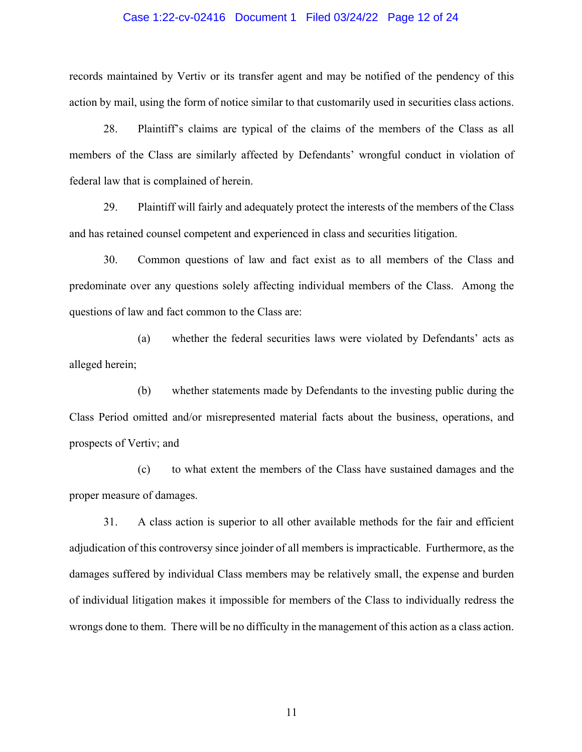records maintained by Vertiv or its transfer agent and may be notified of the pendency of this action by mail, using the form of notice similar to that customarily used in securities class actions.

28. Plaintiff's claims are typical of the claims of the members of the Class as all members of the Class are similarly affected by Defendants' wrongful conduct in violation of federal law that is complained of herein.

29. Plaintiff will fairly and adequately protect the interests of the members of the Class and has retained counsel competent and experienced in class and securities litigation.

30. Common questions of law and fact exist as to all members of the Class and predominate over any questions solely affecting individual members of the Class. Among the questions of law and fact common to the Class are:

(a) whether the federal securities laws were violated by Defendants' acts as alleged herein;

(b) whether statements made by Defendants to the investing public during the Class Period omitted and/or misrepresented material facts about the business, operations, and prospects of Vertiv; and

(c) to what extent the members of the Class have sustained damages and the proper measure of damages.

31. A class action is superior to all other available methods for the fair and efficient adjudication of this controversy since joinder of all members is impracticable. Furthermore, as the damages suffered by individual Class members may be relatively small, the expense and burden of individual litigation makes it impossible for members of the Class to individually redress the wrongs done to them. There will be no difficulty in the management of this action as a class action.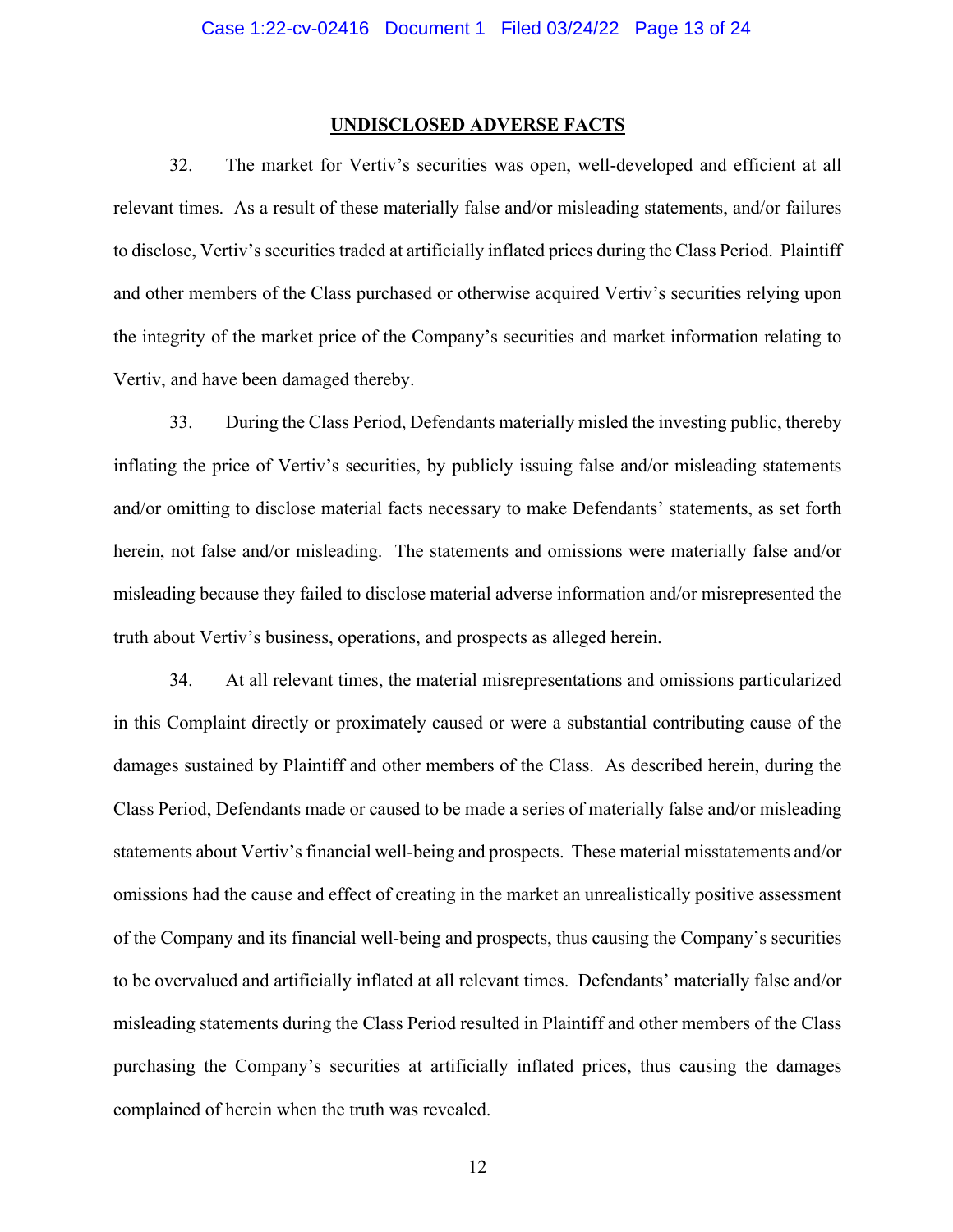## UNDISCLOSED ADVERSE FACTS

32. The market for Vertiv's securities was open, well-developed and efficient at all relevant times. As a result of these materially false and/or misleading statements, and/or failures to disclose, Vertiv's securities traded at artificially inflated prices during the Class Period. Plaintiff and other members of the Class purchased or otherwise acquired Vertiv's securities relying upon the integrity of the market price of the Company's securities and market information relating to Vertiv, and have been damaged thereby.

33. During the Class Period, Defendants materially misled the investing public, thereby inflating the price of Vertiv's securities, by publicly issuing false and/or misleading statements and/or omitting to disclose material facts necessary to make Defendants' statements, as set forth herein, not false and/or misleading. The statements and omissions were materially false and/or misleading because they failed to disclose material adverse information and/or misrepresented the truth about Vertiv's business, operations, and prospects as alleged herein.

34. At all relevant times, the material misrepresentations and omissions particularized in this Complaint directly or proximately caused or were a substantial contributing cause of the damages sustained by Plaintiff and other members of the Class. As described herein, during the Class Period, Defendants made or caused to be made a series of materially false and/or misleading statements about Vertiv's financial well-being and prospects. These material misstatements and/or omissions had the cause and effect of creating in the market an unrealistically positive assessment of the Company and its financial well-being and prospects, thus causing the Company's securities to be overvalued and artificially inflated at all relevant times. Defendants' materially false and/or misleading statements during the Class Period resulted in Plaintiff and other members of the Class purchasing the Company's securities at artificially inflated prices, thus causing the damages complained of herein when the truth was revealed.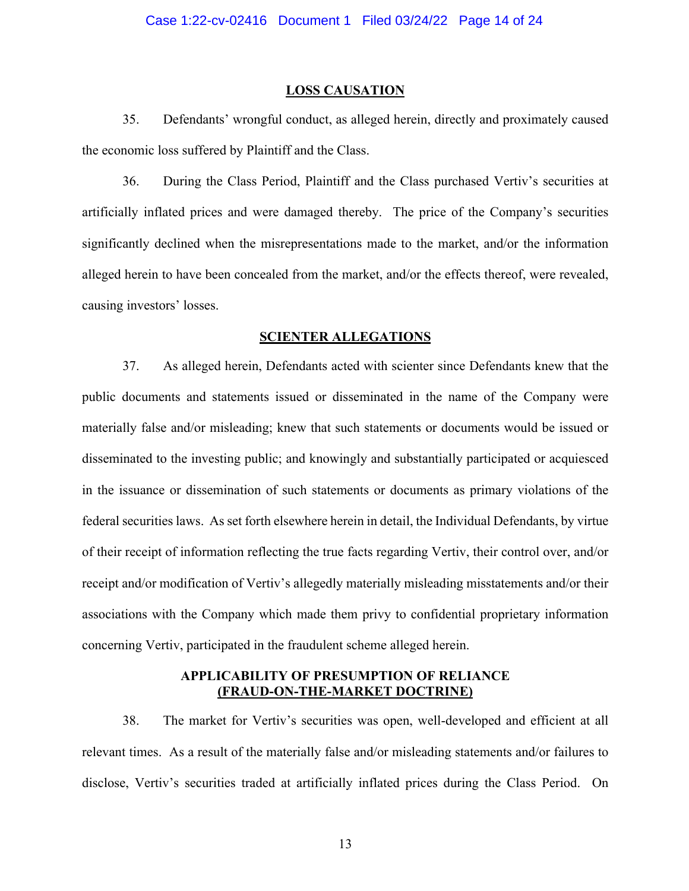## LOSS CAUSATION

35. Defendants' wrongful conduct, as alleged herein, directly and proximately caused the economic loss suffered by Plaintiff and the Class.

36. During the Class Period, Plaintiff and the Class purchased Vertiv's securities at artificially inflated prices and were damaged thereby. The price of the Company's securities significantly declined when the misrepresentations made to the market, and/or the information alleged herein to have been concealed from the market, and/or the effects thereof, were revealed, causing investors' losses.

## SCIENTER ALLEGATIONS

37. As alleged herein, Defendants acted with scienter since Defendants knew that the public documents and statements issued or disseminated in the name of the Company were materially false and/or misleading; knew that such statements or documents would be issued or disseminated to the investing public; and knowingly and substantially participated or acquiesced in the issuance or dissemination of such statements or documents as primary violations of the federal securities laws. As set forth elsewhere herein in detail, the Individual Defendants, by virtue of their receipt of information reflecting the true facts regarding Vertiv, their control over, and/or receipt and/or modification of Vertiv's allegedly materially misleading misstatements and/or their associations with the Company which made them privy to confidential proprietary information concerning Vertiv, participated in the fraudulent scheme alleged herein.

## APPLICABILITY OF PRESUMPTION OF RELIANCE (FRAUD-ON-THE-MARKET DOCTRINE)

38. The market for Vertiv's securities was open, well-developed and efficient at all relevant times. As a result of the materially false and/or misleading statements and/or failures to disclose, Vertiv's securities traded at artificially inflated prices during the Class Period. On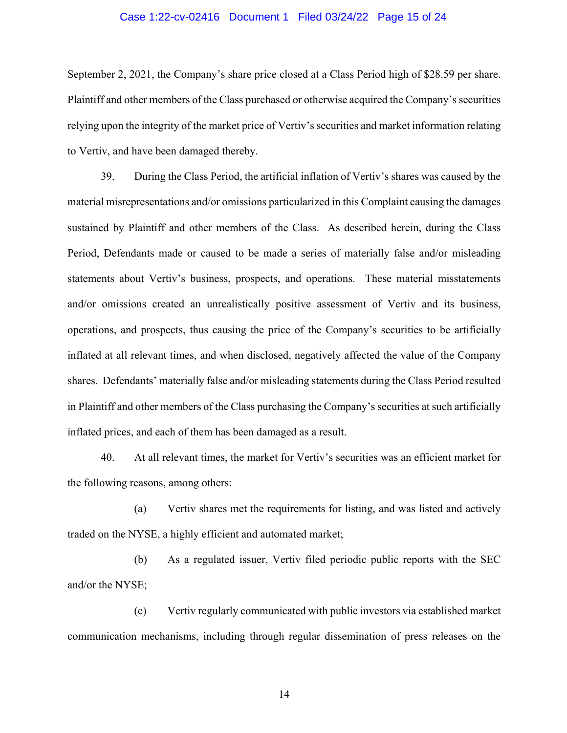September 2, 2021, the Company's share price closed at a Class Period high of $28.59 per share. Plaintiff and other members of the Class purchased or otherwise acquired the Company's securities relying upon the integrity of the market price of Vertiv's securities and market information relating to Vertiv, and have been damaged thereby.

39. During the Class Period, the artificial inflation of Vertiv's shares was caused by the material misrepresentations and/or omissions particularized in this Complaint causing the damages sustained by Plaintiff and other members of the Class. As described herein, during the Class Period, Defendants made or caused to be made a series of materially false and/or misleading statements about Vertiv's business, prospects, and operations. These material misstatements and/or omissions created an unrealistically positive assessment of Vertiv and its business, operations, and prospects, thus causing the price of the Company's securities to be artificially inflated at all relevant times, and when disclosed, negatively affected the value of the Company shares. Defendants' materially false and/or misleading statements during the Class Period resulted in Plaintiff and other members of the Class purchasing the Company's securities at such artificially inflated prices, and each of them has been damaged as a result.

40. At all relevant times, the market for Vertiv's securities was an efficient market for the following reasons, among others:

(a) Vertiv shares met the requirements for listing, and was listed and actively traded on the NYSE, a highly efficient and automated market;

(b) As a regulated issuer, Vertiv filed periodic public reports with the SEC and/or the NYSE;

(c) Vertiv regularly communicated with public investors via established market communication mechanisms, including through regular dissemination of press releases on the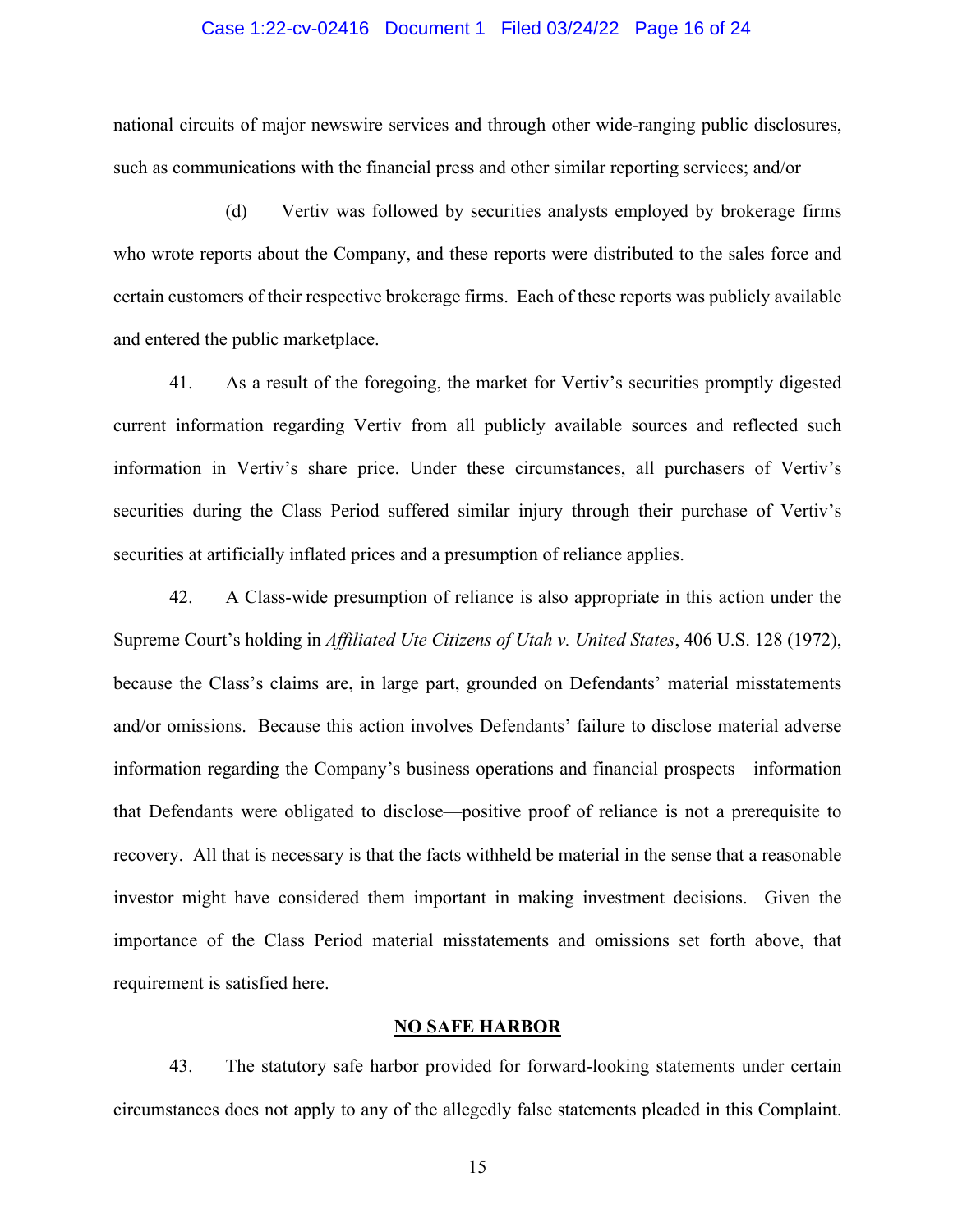national circuits of major newswire services and through other wide-ranging public disclosures, such as communications with the financial press and other similar reporting services; and/or

(d) Vertiv was followed by securities analysts employed by brokerage firms who wrote reports about the Company, and these reports were distributed to the sales force and certain customers of their respective brokerage firms. Each of these reports was publicly available and entered the public marketplace.

41. As a result of the foregoing, the market for Vertiv's securities promptly digested current information regarding Vertiv from all publicly available sources and reflected such information in Vertiv's share price. Under these circumstances, all purchasers of Vertiv's securities during the Class Period suffered similar injury through their purchase of Vertiv's securities at artificially inflated prices and a presumption of reliance applies.

42. A Class-wide presumption of reliance is also appropriate in this action under the Supreme Court's holding in *Affiliated Ute Citizens of Utah v. United States*, 406 U.S. 128 (1972), because the Class's claims are, in large part, grounded on Defendants' material misstatements and/or omissions. Because this action involves Defendants' failure to disclose material adverse information regarding the Company's business operations and financial prospects—information that Defendants were obligated to disclose—positive proof of reliance is not a prerequisite to recovery. All that is necessary is that the facts withheld be material in the sense that a reasonable investor might have considered them important in making investment decisions. Given the importance of the Class Period material misstatements and omissions set forth above, that requirement is satisfied here.

## NO SAFE HARBOR

43. The statutory safe harbor provided for forward-looking statements under certain circumstances does not apply to any of the allegedly false statements pleaded in this Complaint.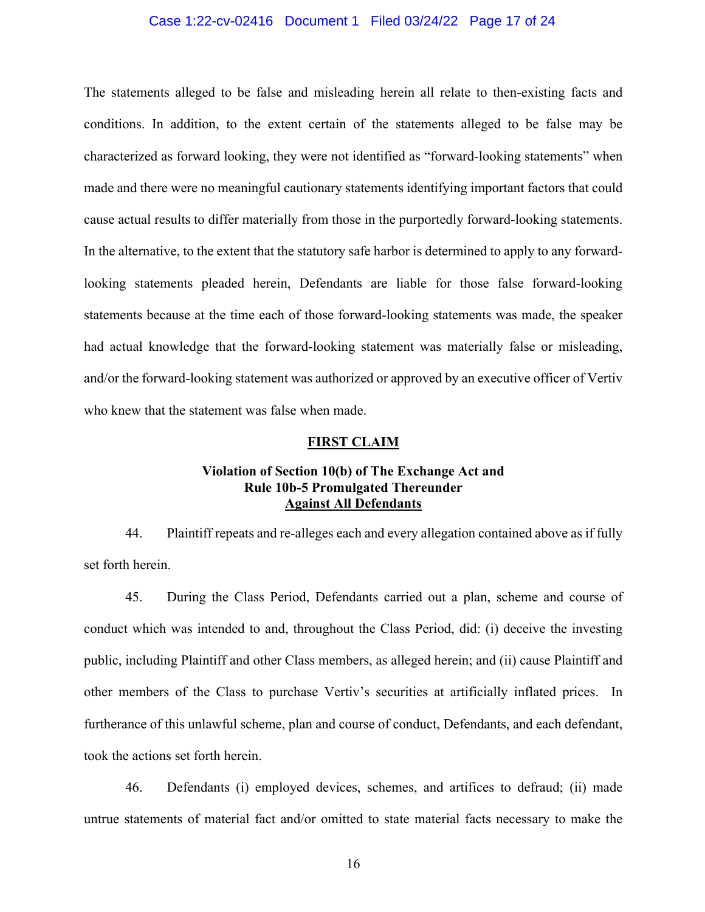The statements alleged to be false and misleading herein all relate to then-existing facts and conditions. In addition, to the extent certain of the statements alleged to be false may be characterized as forward looking, they were not identified as "forward-looking statements" when made and there were no meaningful cautionary statements identifying important factors that could cause actual results to differ materially from those in the purportedly forward-looking statements. In the alternative, to the extent that the statutory safe harbor is determined to apply to any forward-looking statements pleaded herein, Defendants are liable for those false forward-looking statements because at the time each of those forward-looking statements was made, the speaker had actual knowledge that the forward-looking statement was materially false or misleading, and/or the forward-looking statement was authorized or approved by an executive officer of Vertiv who knew that the statement was false when made.

## FIRST CLAIM

### Violation of Section 10(b) of The Exchange Act and Rule 10b-5 Promulgated Thereunder Against All Defendants

44. Plaintiff repeats and re-alleges each and every allegation contained above as if fully set forth herein.

45. During the Class Period, Defendants carried out a plan, scheme and course of conduct which was intended to and, throughout the Class Period, did: (i) deceive the investing public, including Plaintiff and other Class members, as alleged herein; and (ii) cause Plaintiff and other members of the Class to purchase Vertiv's securities at artificially inflated prices. In furtherance of this unlawful scheme, plan and course of conduct, Defendants, and each defendant, took the actions set forth herein.

46. Defendants (i) employed devices, schemes, and artifices to defraud; (ii) made untrue statements of material fact and/or omitted to state material facts necessary to make the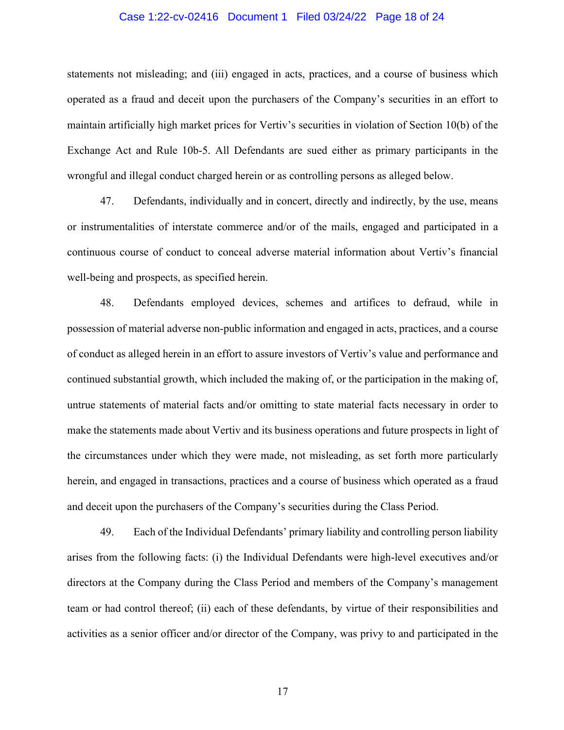statements not misleading; and (iii) engaged in acts, practices, and a course of business which operated as a fraud and deceit upon the purchasers of the Company's securities in an effort to maintain artificially high market prices for Vertiv's securities in violation of Section 10(b) of the Exchange Act and Rule 10b-5. All Defendants are sued either as primary participants in the wrongful and illegal conduct charged herein or as controlling persons as alleged below.

47. Defendants, individually and in concert, directly and indirectly, by the use, means or instrumentalities of interstate commerce and/or of the mails, engaged and participated in a continuous course of conduct to conceal adverse material information about Vertiv's financial well-being and prospects, as specified herein.

48. Defendants employed devices, schemes and artifices to defraud, while in possession of material adverse non-public information and engaged in acts, practices, and a course of conduct as alleged herein in an effort to assure investors of Vertiv's value and performance and continued substantial growth, which included the making of, or the participation in the making of, untrue statements of material facts and/or omitting to state material facts necessary in order to make the statements made about Vertiv and its business operations and future prospects in light of the circumstances under which they were made, not misleading, as set forth more particularly herein, and engaged in transactions, practices and a course of business which operated as a fraud and deceit upon the purchasers of the Company's securities during the Class Period.

49. Each of the Individual Defendants' primary liability and controlling person liability arises from the following facts: (i) the Individual Defendants were high-level executives and/or directors at the Company during the Class Period and members of the Company's management team or had control thereof; (ii) each of these defendants, by virtue of their responsibilities and activities as a senior officer and/or director of the Company, was privy to and participated in the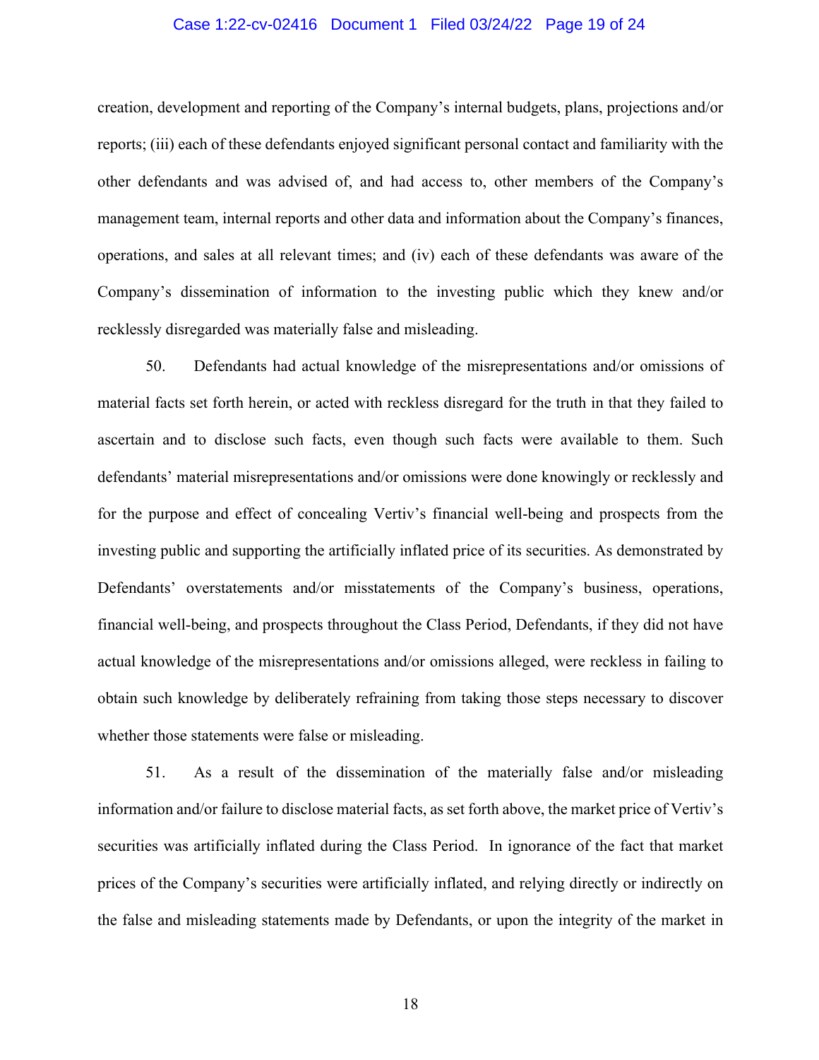creation, development and reporting of the Company's internal budgets, plans, projections and/or reports; (iii) each of these defendants enjoyed significant personal contact and familiarity with the other defendants and was advised of, and had access to, other members of the Company's management team, internal reports and other data and information about the Company's finances, operations, and sales at all relevant times; and (iv) each of these defendants was aware of the Company's dissemination of information to the investing public which they knew and/or recklessly disregarded was materially false and misleading.

50. Defendants had actual knowledge of the misrepresentations and/or omissions of material facts set forth herein, or acted with reckless disregard for the truth in that they failed to ascertain and to disclose such facts, even though such facts were available to them. Such defendants' material misrepresentations and/or omissions were done knowingly or recklessly and for the purpose and effect of concealing Vertiv's financial well-being and prospects from the investing public and supporting the artificially inflated price of its securities. As demonstrated by Defendants' overstatements and/or misstatements of the Company's business, operations, financial well-being, and prospects throughout the Class Period, Defendants, if they did not have actual knowledge of the misrepresentations and/or omissions alleged, were reckless in failing to obtain such knowledge by deliberately refraining from taking those steps necessary to discover whether those statements were false or misleading.

51. As a result of the dissemination of the materially false and/or misleading information and/or failure to disclose material facts, as set forth above, the market price of Vertiv's securities was artificially inflated during the Class Period. In ignorance of the fact that market prices of the Company's securities were artificially inflated, and relying directly or indirectly on the false and misleading statements made by Defendants, or upon the integrity of the market in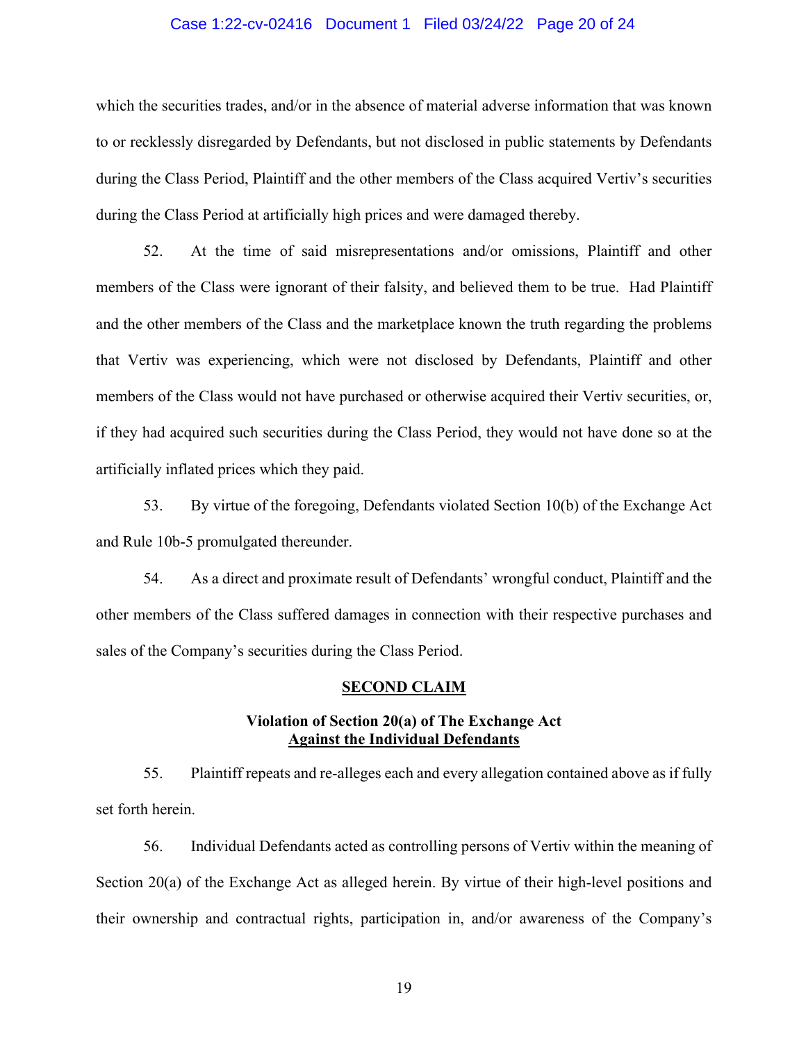which the securities trades, and/or in the absence of material adverse information that was known to or recklessly disregarded by Defendants, but not disclosed in public statements by Defendants during the Class Period, Plaintiff and the other members of the Class acquired Vertiv's securities during the Class Period at artificially high prices and were damaged thereby.

52. At the time of said misrepresentations and/or omissions, Plaintiff and other members of the Class were ignorant of their falsity, and believed them to be true. Had Plaintiff and the other members of the Class and the marketplace known the truth regarding the problems that Vertiv was experiencing, which were not disclosed by Defendants, Plaintiff and other members of the Class would not have purchased or otherwise acquired their Vertiv securities, or, if they had acquired such securities during the Class Period, they would not have done so at the artificially inflated prices which they paid.

53. By virtue of the foregoing, Defendants violated Section 10(b) of the Exchange Act and Rule 10b-5 promulgated thereunder.

54. As a direct and proximate result of Defendants' wrongful conduct, Plaintiff and the other members of the Class suffered damages in connection with their respective purchases and sales of the Company's securities during the Class Period.

## SECOND CLAIM

### Violation of Section 20(a) of The Exchange Act Against the Individual Defendants

55. Plaintiff repeats and re-alleges each and every allegation contained above as if fully set forth herein.

56. Individual Defendants acted as controlling persons of Vertiv within the meaning of Section 20(a) of the Exchange Act as alleged herein. By virtue of their high-level positions and their ownership and contractual rights, participation in, and/or awareness of the Company's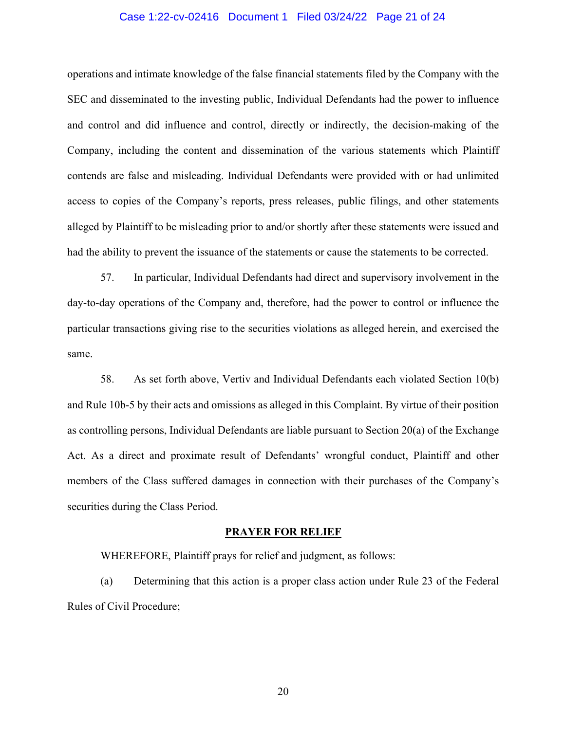operations and intimate knowledge of the false financial statements filed by the Company with the SEC and disseminated to the investing public, Individual Defendants had the power to influence and control and did influence and control, directly or indirectly, the decision-making of the Company, including the content and dissemination of the various statements which Plaintiff contends are false and misleading. Individual Defendants were provided with or had unlimited access to copies of the Company's reports, press releases, public filings, and other statements alleged by Plaintiff to be misleading prior to and/or shortly after these statements were issued and had the ability to prevent the issuance of the statements or cause the statements to be corrected.

57. In particular, Individual Defendants had direct and supervisory involvement in the day-to-day operations of the Company and, therefore, had the power to control or influence the particular transactions giving rise to the securities violations as alleged herein, and exercised the same.

58. As set forth above, Vertiv and Individual Defendants each violated Section 10(b) and Rule 10b-5 by their acts and omissions as alleged in this Complaint. By virtue of their position as controlling persons, Individual Defendants are liable pursuant to Section 20(a) of the Exchange Act. As a direct and proximate result of Defendants' wrongful conduct, Plaintiff and other members of the Class suffered damages in connection with their purchases of the Company's securities during the Class Period.

## PRAYER FOR RELIEF

WHEREFORE, Plaintiff prays for relief and judgment, as follows:

(a) Determining that this action is a proper class action under Rule 23 of the Federal Rules of Civil Procedure;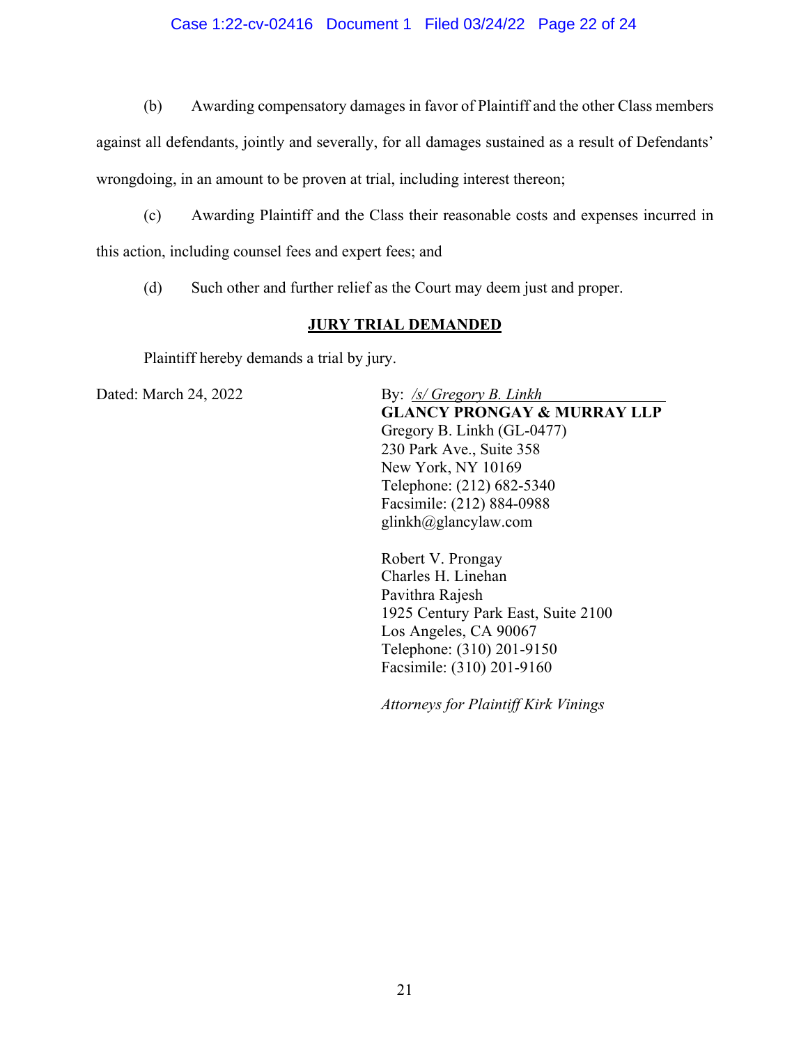(b) Awarding compensatory damages in favor of Plaintiff and the other Class members against all defendants, jointly and severally, for all damages sustained as a result of Defendants' wrongdoing, in an amount to be proven at trial, including interest thereon;

(c) Awarding Plaintiff and the Class their reasonable costs and expenses incurred in this action, including counsel fees and expert fees; and

(d) Such other and further relief as the Court may deem just and proper.

**JURY TRIAL DEMANDED**

Plaintiff hereby demands a trial by jury.

Dated: March 24, 2022

By: */s/ Gregory B. Linkh*
**GLANCY PRONGAY & MURRAY LLP**
Gregory B. Linkh (GL-0477)
230 Park Ave., Suite 358
New York, NY 10169
Telephone: (212) 682-5340
Facsimile: (212) 884-0988
glinkh@glancylaw.com

Robert V. Prongay
Charles H. Linehan
Pavithra Rajesh
1925 Century Park East, Suite 2100
Los Angeles, CA 90067
Telephone: (310) 201-9150
Facsimile: (310) 201-9160

*Attorneys for Plaintiff Kirk Vinings*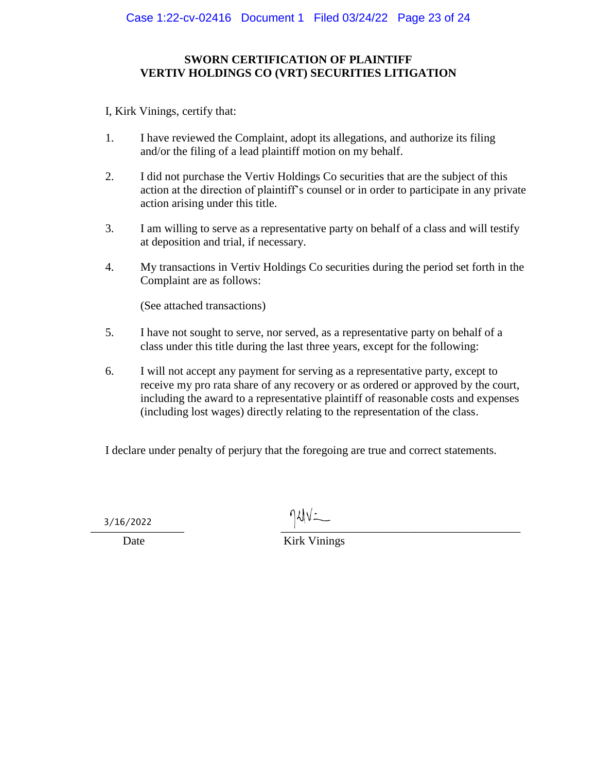**SWORN CERTIFICATION OF PLAINTIFF**
**VERTIV HOLDINGS CO (VRT) SECURITIES LITIGATION**

I, Kirk Vinings, certify that:

1. I have reviewed the Complaint, adopt its allegations, and authorize its filing and/or the filing of a lead plaintiff motion on my behalf.

2. I did not purchase the Vertiv Holdings Co securities that are the subject of this action at the direction of plaintiff's counsel or in order to participate in any private action arising under this title.

3. I am willing to serve as a representative party on behalf of a class and will testify at deposition and trial, if necessary.

4. My transactions in Vertiv Holdings Co securities during the period set forth in the Complaint are as follows:

   (See attached transactions)

5. I have not sought to serve, nor served, as a representative party on behalf of a class under this title during the last three years, except for the following:

6. I will not accept any payment for serving as a representative party, except to receive my pro rata share of any recovery or as ordered or approved by the court, including the award to a representative plaintiff of reasonable costs and expenses (including lost wages) directly relating to the representation of the class.

I declare under penalty of perjury that the foregoing are true and correct statements.

3/16/2022
Date

Kirk Vinings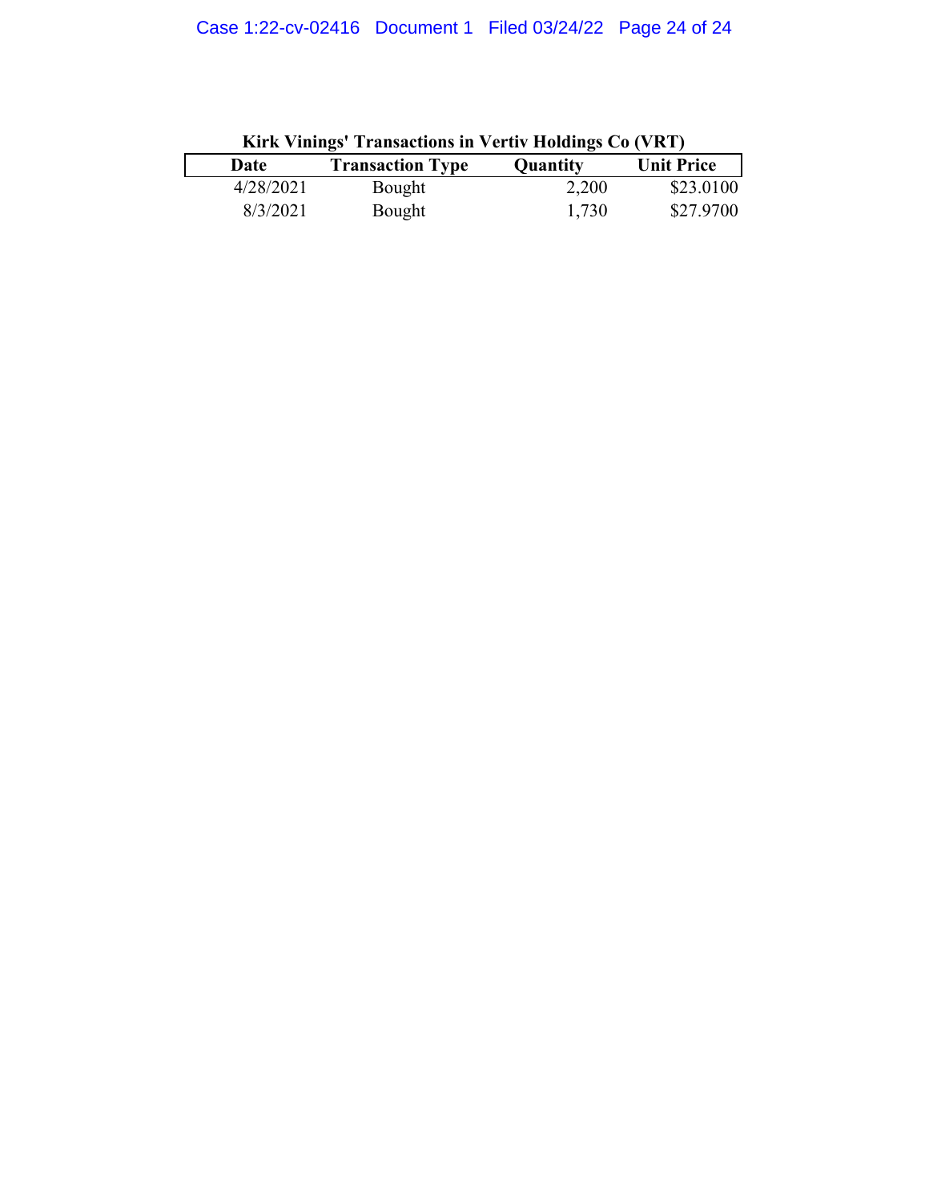**Kirk Vinings' Transactions in Vertiv Holdings Co (VRT)**

| Date | Transaction Type | Quantity | Unit Price |
|---|---|---|---|
| 4/28/2021 | Bought | 2,200 | $23.0100 |
| 8/3/2021 | Bought | 1,730 | $27.9700 |